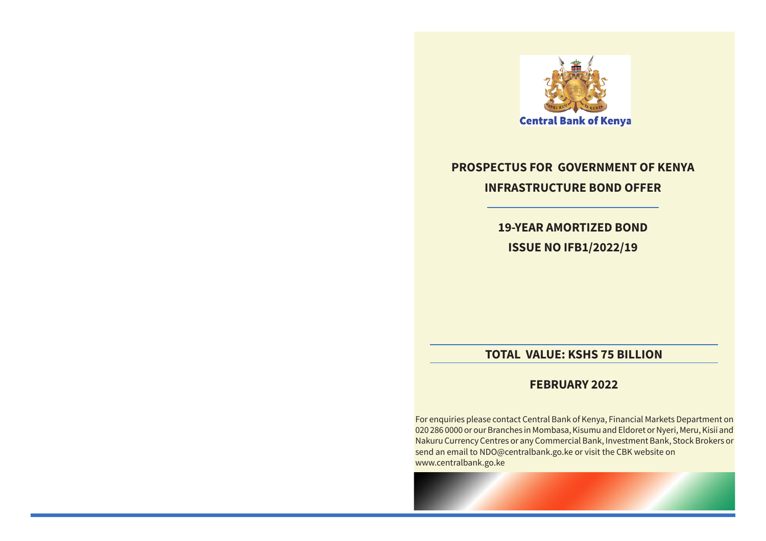Central Bank of Kenya

# PROSPECTUS FOR GOVERNMENT OF KENYA INFRASTRUCTURE BOND OFFER

## 19-YEAR AMORTIZED BOND

## ISSUE NO IFB1/2022/19

## TOTAL VALUE: KSHS 75 BILLION

## FEBRUARY 2022

For enquiries please contact Central Bank of Kenya, Financial Markets Department on 020 286 0000 or our Branches in Mombasa, Kisumu and Eldoret or Nyeri, Meru, Kisii and Nakuru Currency Centres or any Commercial Bank, Investment Bank, Stock Brokers or send an email to NDO@centralbank.go.ke or visit the CBK website on www.centralbank.go.ke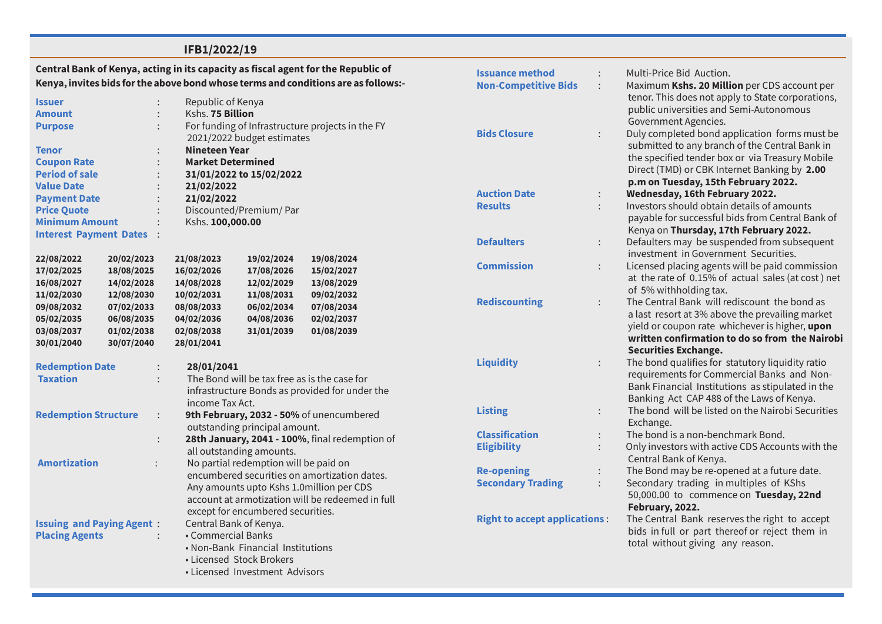## IFB1/2022/19

**Central Bank of Kenya, acting in its capacity as fiscal agent for the Republic of Kenya, invites bids for the above bond whose terms and conditions are as follows:-**

**Issuer** : Republic of Kenya

**Amount** : Kshs. **75 Billion**

**Purpose** : For funding of Infrastructure projects in the FY 2021/2022 budget estimates

**Tenor** : **Nineteen Year**

**Coupon Rate** : **Market Determined**

**Period of sale** : **31/01/2022 to 15/02/2022**

**Value Date** : **21/02/2022**

**Payment Date** : **21/02/2022**

**Price Quote** : Discounted/Premium/ Par

**Minimum Amount** : Kshs. **100,000.00**

**Interest Payment Dates** :

| | | | | |
|---|---|---|---|---|
| **22/08/2022** | **20/02/2023** | **21/08/2023** | **19/02/2024** | **19/08/2024** |
| **17/02/2025** | **18/08/2025** | **16/02/2026** | **17/08/2026** | **15/02/2027** |
| **16/08/2027** | **14/02/2028** | **14/08/2028** | **12/02/2029** | **13/08/2029** |
| **11/02/2030** | **12/08/2030** | **10/02/2031** | **11/08/2031** | **09/02/2032** |
| **09/08/2032** | **07/02/2033** | **08/08/2033** | **06/02/2034** | **07/08/2034** |
| **05/02/2035** | **06/08/2035** | **04/02/2036** | **04/08/2036** | **02/02/2037** |
| **03/08/2037** | **01/02/2038** | **02/08/2038** | **31/01/2039** | **01/08/2039** |
| **30/01/2040** | **30/07/2040** | **28/01/2041** | | |

**Redemption Date** : **28/01/2041**

**Taxation** : The Bond will be tax free as is the case for infrastructure Bonds as provided for under the income Tax Act.

**Redemption Structure** : **9th February, 2032 - 50%** of unencumbered outstanding principal amount.
: **28th January, 2041 - 100%**, final redemption of all outstanding amounts.

**Amortization** : No partial redemption will be paid on encumbered securities on amortization dates. Any amounts upto Kshs 1.0million per CDS account at armotization will be redeemed in full except for encumbered securities.

**Issuing and Paying Agent** : Central Bank of Kenya.

**Placing Agents** :
- Commercial Banks
- Non-Bank Financial Institutions
- Licensed Stock Brokers
- Licensed Investment Advisors

**Issuance method** : Multi-Price Bid Auction.

**Non-Competitive Bids** : Maximum **Kshs. 20 Million** per CDS account per tenor. This does not apply to State corporations, public universities and Semi-Autonomous Government Agencies.

**Bids Closure** : Duly completed bond application forms must be submitted to any branch of the Central Bank in the specified tender box or via Treasury Mobile Direct (TMD) or CBK Internet Banking by **2.00 p.m on Tuesday, 15th February 2022.**

**Auction Date** : **Wednesday, 16th February 2022.**

**Results** : Investors should obtain details of amounts payable for successful bids from Central Bank of Kenya on **Thursday, 17th February 2022.**

**Defaulters** : Defaulters may be suspended from subsequent investment in Government Securities.

**Commission** : Licensed placing agents will be paid commission at the rate of 0.15% of actual sales (at cost ) net of 5% withholding tax.

**Rediscounting** : The Central Bank will rediscount the bond as a last resort at 3% above the prevailing market yield or coupon rate whichever is higher, **upon written confirmation to do so from the Nairobi Securities Exchange.**

**Liquidity** : The bond qualifies for statutory liquidity ratio requirements for Commercial Banks and Non-Bank Financial Institutions as stipulated in the Banking Act CAP 488 of the Laws of Kenya.

**Listing** : The bond will be listed on the Nairobi Securities Exchange.

**Classification** : The bond is a non-benchmark Bond.

**Eligibility** : Only investors with active CDS Accounts with the Central Bank of Kenya.

**Re-opening** : The Bond may be re-opened at a future date.

**Secondary Trading** : Secondary trading in multiples of KShs 50,000.00 to commence on **Tuesday, 22nd February, 2022.**

**Right to accept applications** : The Central Bank reserves the right to accept bids in full or part thereof or reject them in total without giving any reason.